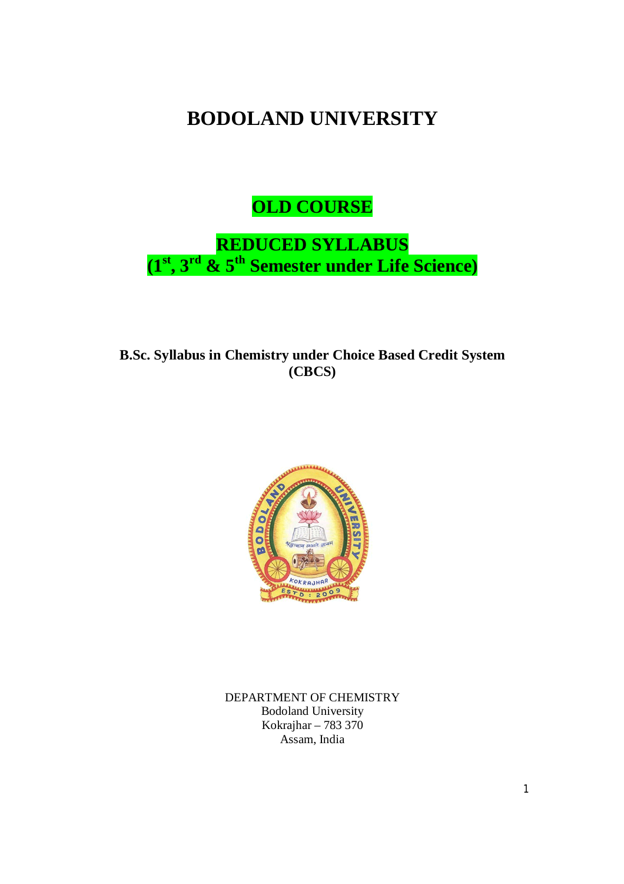# BODOLAND UNIVERSITY

## OLD COURSE

## REDUCED SYLLABUS
## (1st, 3rd & 5th Semester under Life Science)

**B.Sc. Syllabus in Chemistry under Choice Based Credit System (CBCS)**

DEPARTMENT OF CHEMISTRY
Bodoland University
Kokrajhar – 783 370
Assam, India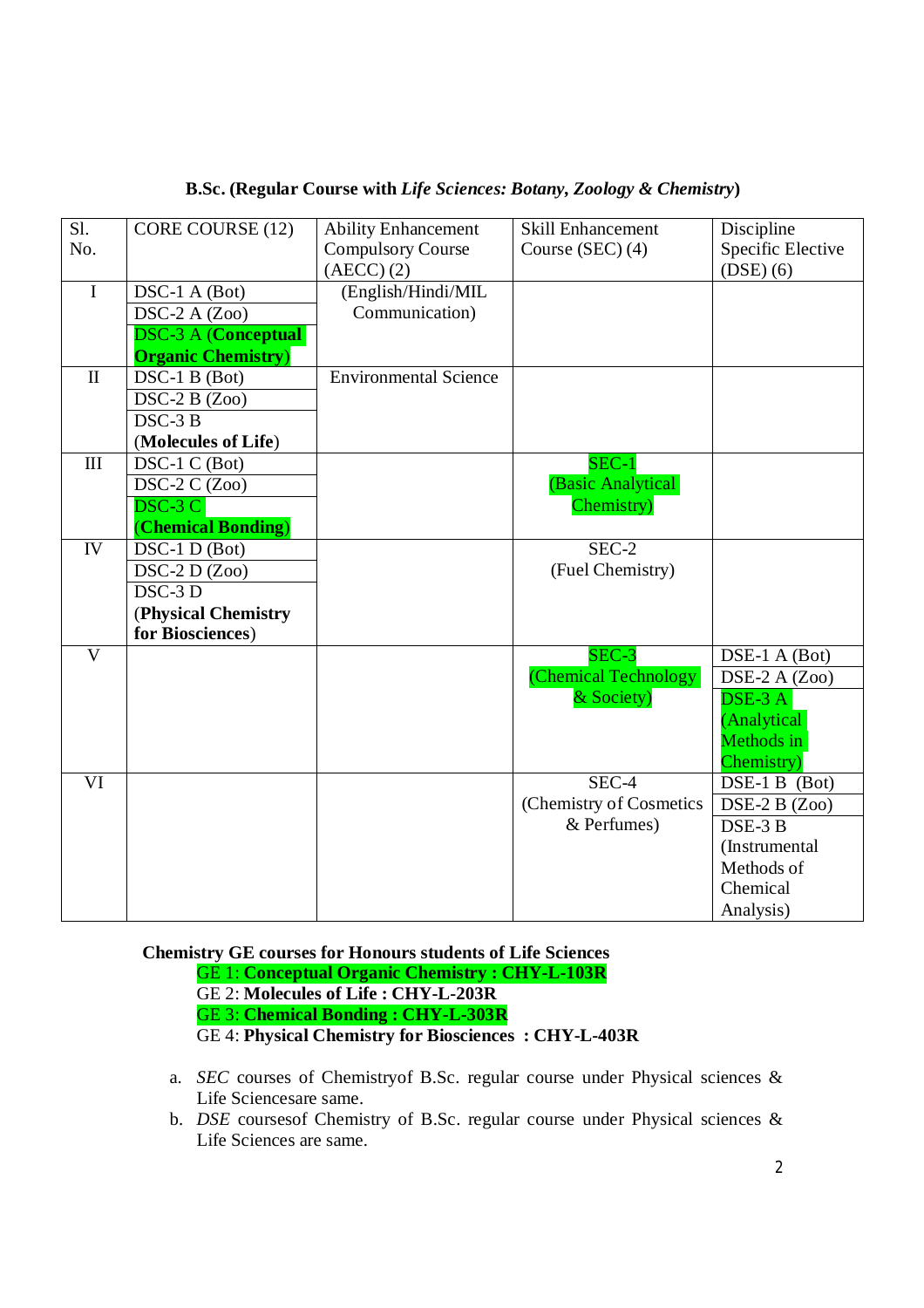**B.Sc. (Regular Course with *Life Sciences: Botany, Zoology & Chemistry*)**

| Sl. No. | CORE COURSE (12) | Ability Enhancement Compulsory Course (AECC) (2) | Skill Enhancement Course (SEC) (4) | Discipline Specific Elective (DSE) (6) |
|---|---|---|---|---|
| I | DSC-1 A (Bot)<br>DSC-2 A (Zoo)<br>DSC-3 A (**Conceptual Organic Chemistry**) | (English/Hindi/MIL Communication) | | |
| II | DSC-1 B (Bot)<br>DSC-2 B (Zoo)<br>DSC-3 B (**Molecules of Life**) | Environmental Science | | |
| III | DSC-1 C (Bot)<br>DSC-2 C (Zoo)<br>DSC-3 C (**Chemical Bonding**) | | SEC-1 (Basic Analytical Chemistry) | |
| IV | DSC-1 D (Bot)<br>DSC-2 D (Zoo)<br>DSC-3 D (**Physical Chemistry for Biosciences**) | | SEC-2 (Fuel Chemistry) | |
| V | | | SEC-3 (Chemical Technology & Society) | DSE-1 A (Bot)<br>DSE-2 A (Zoo)<br>DSE-3 A (Analytical Methods in Chemistry) |
| VI | | | SEC-4 (Chemistry of Cosmetics & Perfumes) | DSE-1 B (Bot)<br>DSE-2 B (Zoo)<br>DSE-3 B (Instrumental Methods of Chemical Analysis) |

**Chemistry GE courses for Honours students of Life Sciences**

GE 1: **Conceptual Organic Chemistry : CHY-L-103R**
GE 2: **Molecules of Life : CHY-L-203R**
GE 3: **Chemical Bonding : CHY-L-303R**
GE 4: **Physical Chemistry for Biosciences : CHY-L-403R**

a. *SEC* courses of Chemistryof B.Sc. regular course under Physical sciences & Life Sciencesare same.
b. *DSE* coursesof Chemistry of B.Sc. regular course under Physical sciences & Life Sciences are same.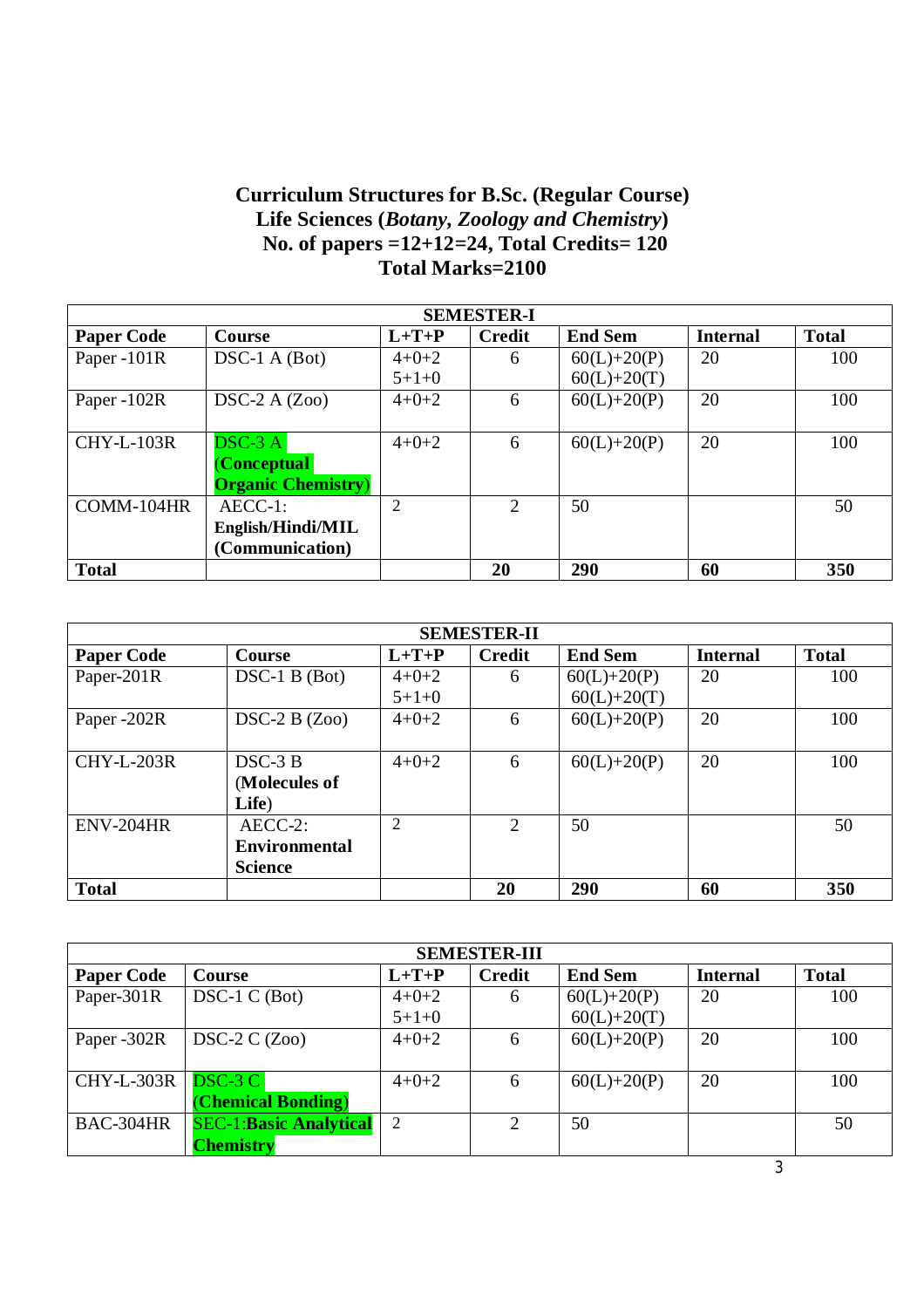# Curriculum Structures for B.Sc. (Regular Course)
# Life Sciences (*Botany, Zoology and Chemistry*)
# No. of papers =12+12=24, Total Credits= 120
# Total Marks=2100

| SEMESTER-I | | | | | | |
|---|---|---|---|---|---|---|
| **Paper Code** | **Course** | **L+T+P** | **Credit** | **End Sem** | **Internal** | **Total** |
| Paper -101R | DSC-1 A (Bot) | 4+0+2<br>5+1+0 | 6 | 60(L)+20(P)<br>60(L)+20(T) | 20 | 100 |
| Paper -102R | DSC-2 A (Zoo) | 4+0+2 | 6 | 60(L)+20(P) | 20 | 100 |
| CHY-L-103R | DSC-3 A **(Conceptual Organic Chemistry)** | 4+0+2 | 6 | 60(L)+20(P) | 20 | 100 |
| COMM-104HR | AECC-1: **English/Hindi/MIL (Communication)** | 2 | 2 | 50 | | 50 |
| **Total** | | | **20** | **290** | **60** | **350** |

| SEMESTER-II | | | | | | |
|---|---|---|---|---|---|---|
| **Paper Code** | **Course** | **L+T+P** | **Credit** | **End Sem** | **Internal** | **Total** |
| Paper-201R | DSC-1 B (Bot) | 4+0+2<br>5+1+0 | 6 | 60(L)+20(P)<br>60(L)+20(T) | 20 | 100 |
| Paper -202R | DSC-2 B (Zoo) | 4+0+2 | 6 | 60(L)+20(P) | 20 | 100 |
| CHY-L-203R | DSC-3 B (**Molecules of Life**) | 4+0+2 | 6 | 60(L)+20(P) | 20 | 100 |
| ENV-204HR | AECC-2: **Environmental Science** | 2 | 2 | 50 | | 50 |
| **Total** | | | **20** | **290** | **60** | **350** |

| SEMESTER-III | | | | | | |
|---|---|---|---|---|---|---|
| **Paper Code** | **Course** | **L+T+P** | **Credit** | **End Sem** | **Internal** | **Total** |
| Paper-301R | DSC-1 C (Bot) | 4+0+2<br>5+1+0 | 6 | 60(L)+20(P)<br>60(L)+20(T) | 20 | 100 |
| Paper -302R | DSC-2 C (Zoo) | 4+0+2 | 6 | 60(L)+20(P) | 20 | 100 |
| CHY-L-303R | DSC-3 C **(Chemical Bonding)** | 4+0+2 | 6 | 60(L)+20(P) | 20 | 100 |
| BAC-304HR | SEC-1:**Basic Analytical Chemistry** | 2 | 2 | 50 | | 50 |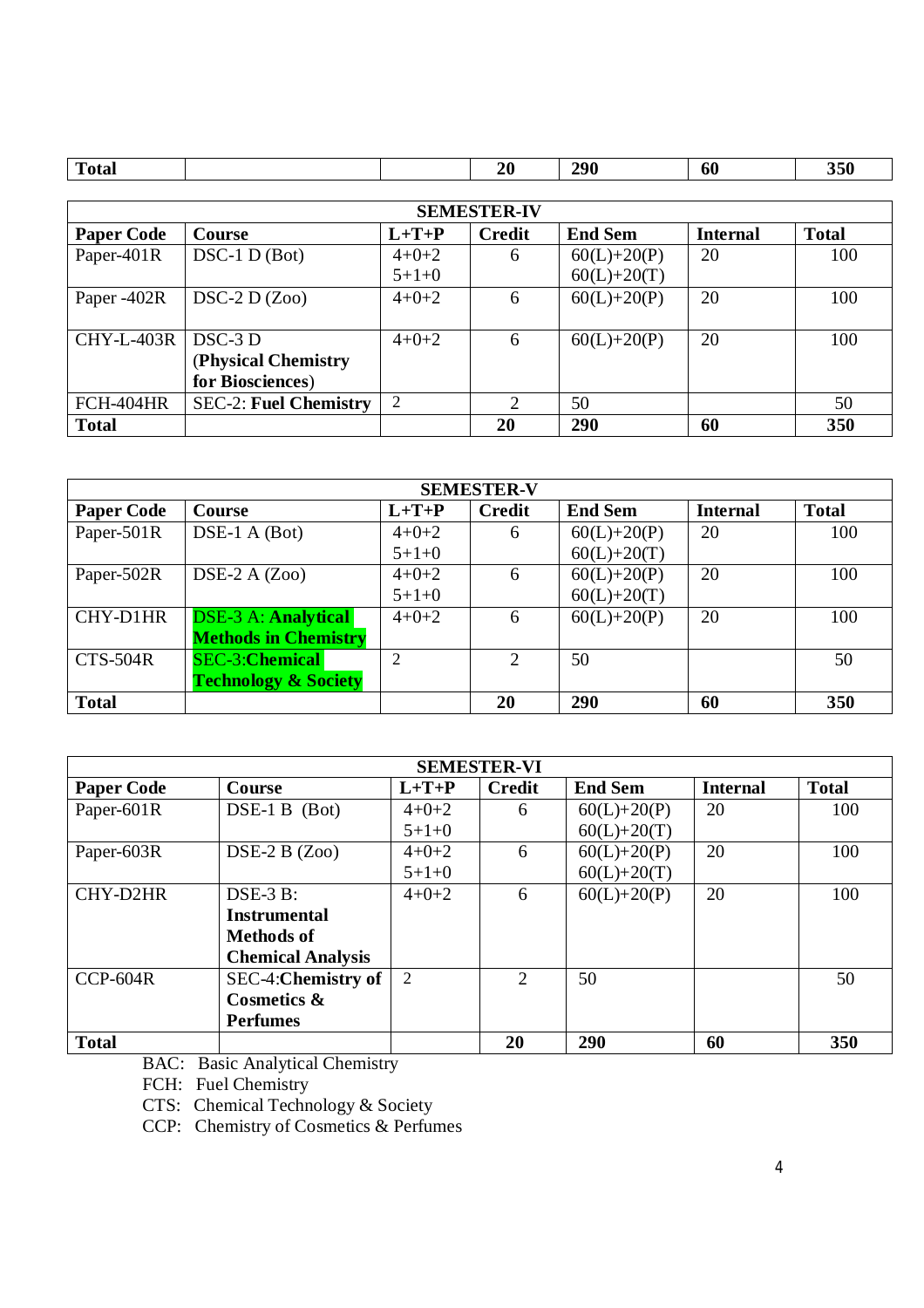| Total | | | 20 | 290 | 60 | 350 |
|---|---|---|---|---|---|---|

| SEMESTER-IV | | | | | | |
|---|---|---|---|---|---|---|
| **Paper Code** | **Course** | **L+T+P** | **Credit** | **End Sem** | **Internal** | **Total** |
| Paper-401R | DSC-1 D (Bot) | 4+0+2<br>5+1+0 | 6 | 60(L)+20(P)<br>60(L)+20(T) | 20 | 100 |
| Paper -402R | DSC-2 D (Zoo) | 4+0+2 | 6 | 60(L)+20(P) | 20 | 100 |
| CHY-L-403R | DSC-3 D<br>(**Physical Chemistry for Biosciences**) | 4+0+2 | 6 | 60(L)+20(P) | 20 | 100 |
| FCH-404HR | SEC-2: **Fuel Chemistry** | 2 | 2 | 50 | | 50 |
| **Total** | | | **20** | **290** | **60** | **350** |

| SEMESTER-V | | | | | | |
|---|---|---|---|---|---|---|
| **Paper Code** | **Course** | **L+T+P** | **Credit** | **End Sem** | **Internal** | **Total** |
| Paper-501R | DSE-1 A (Bot) | 4+0+2<br>5+1+0 | 6 | 60(L)+20(P)<br>60(L)+20(T) | 20 | 100 |
| Paper-502R | DSE-2 A (Zoo) | 4+0+2<br>5+1+0 | 6 | 60(L)+20(P)<br>60(L)+20(T) | 20 | 100 |
| CHY-D1HR | DSE-3 A: **Analytical Methods in Chemistry** | 4+0+2 | 6 | 60(L)+20(P) | 20 | 100 |
| CTS-504R | SEC-3:**Chemical Technology & Society** | 2 | 2 | 50 | | 50 |
| **Total** | | | **20** | **290** | **60** | **350** |

| SEMESTER-VI | | | | | | |
|---|---|---|---|---|---|---|
| **Paper Code** | **Course** | **L+T+P** | **Credit** | **End Sem** | **Internal** | **Total** |
| Paper-601R | DSE-1 B (Bot) | 4+0+2<br>5+1+0 | 6 | 60(L)+20(P)<br>60(L)+20(T) | 20 | 100 |
| Paper-603R | DSE-2 B (Zoo) | 4+0+2<br>5+1+0 | 6 | 60(L)+20(P)<br>60(L)+20(T) | 20 | 100 |
| CHY-D2HR | DSE-3 B:<br>**Instrumental Methods of Chemical Analysis** | 4+0+2 | 6 | 60(L)+20(P) | 20 | 100 |
| CCP-604R | SEC-4:**Chemistry of Cosmetics & Perfumes** | 2 | 2 | 50 | | 50 |
| **Total** | | | **20** | **290** | **60** | **350** |

BAC: Basic Analytical Chemistry

FCH: Fuel Chemistry

CTS: Chemical Technology & Society

CCP: Chemistry of Cosmetics & Perfumes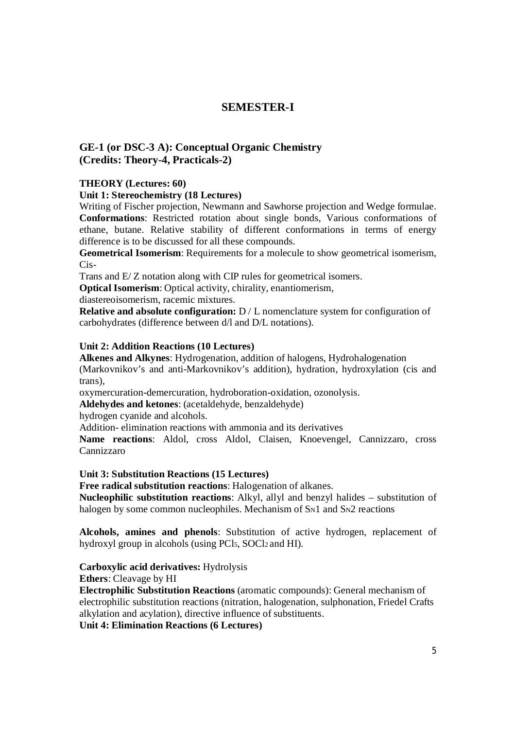## SEMESTER-I

### GE-1 (or DSC-3 A): Conceptual Organic Chemistry (Credits: Theory-4, Practicals-2)

**THEORY (Lectures: 60)**

**Unit 1: Stereochemistry (18 Lectures)**

Writing of Fischer projection, Newmann and Sawhorse projection and Wedge formulae.
**Conformations**: Restricted rotation about single bonds, Various conformations of ethane, butane. Relative stability of different conformations in terms of energy difference is to be discussed for all these compounds.
**Geometrical Isomerism**: Requirements for a molecule to show geometrical isomerism, Cis-
Trans and E/ Z notation along with CIP rules for geometrical isomers.
**Optical Isomerism**: Optical activity, chirality, enantiomerism,
diastereoisomerism, racemic mixtures.
**Relative and absolute configuration:** D / L nomenclature system for configuration of carbohydrates (difference between d/l and D/L notations).

**Unit 2: Addition Reactions (10 Lectures)**

**Alkenes and Alkynes**: Hydrogenation, addition of halogens, Hydrohalogenation (Markovnikov's and anti-Markovnikov's addition), hydration, hydroxylation (cis and trans),
oxymercuration-demercuration, hydroboration-oxidation, ozonolysis.
**Aldehydes and ketones**: (acetaldehyde, benzaldehyde)
hydrogen cyanide and alcohols.
Addition- elimination reactions with ammonia and its derivatives
**Name reactions**: Aldol, cross Aldol, Claisen, Knoevengel, Cannizzaro, cross Cannizzaro

**Unit 3: Substitution Reactions (15 Lectures)**

**Free radical substitution reactions**: Halogenation of alkanes.
**Nucleophilic substitution reactions**: Alkyl, allyl and benzyl halides – substitution of halogen by some common nucleophiles. Mechanism of $S_N1$ and $S_N2$ reactions

**Alcohols, amines and phenols**: Substitution of active hydrogen, replacement of hydroxyl group in alcohols (using $PCl_5$, $SOCl_2$ and HI).

**Carboxylic acid derivatives:** Hydrolysis
**Ethers**: Cleavage by HI
**Electrophilic Substitution Reactions** (aromatic compounds): General mechanism of electrophilic substitution reactions (nitration, halogenation, sulphonation, Friedel Crafts alkylation and acylation), directive influence of substituents.

**Unit 4: Elimination Reactions (6 Lectures)**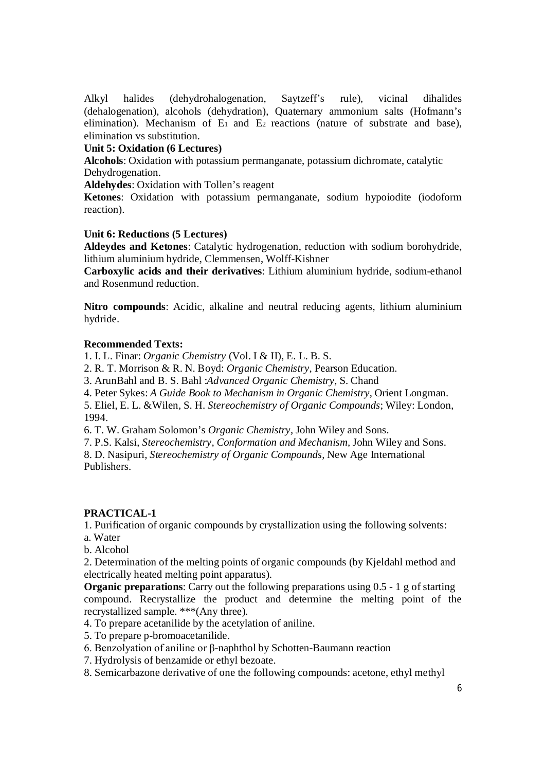Alkyl halides (dehydrohalogenation, Saytzeff's rule), vicinal dihalides (dehalogenation), alcohols (dehydration), Quaternary ammonium salts (Hofmann's elimination). Mechanism of $E_1$ and $E_2$ reactions (nature of substrate and base), elimination vs substitution.

**Unit 5: Oxidation (6 Lectures)**

**Alcohols**: Oxidation with potassium permanganate, potassium dichromate, catalytic Dehydrogenation.

**Aldehydes**: Oxidation with Tollen's reagent

**Ketones**: Oxidation with potassium permanganate, sodium hypoiodite (iodoform reaction).

**Unit 6: Reductions (5 Lectures)**

**Aldeydes and Ketones**: Catalytic hydrogenation, reduction with sodium borohydride, lithium aluminium hydride, Clemmensen, Wolff-Kishner

**Carboxylic acids and their derivatives**: Lithium aluminium hydride, sodium-ethanol and Rosenmund reduction.

**Nitro compounds**: Acidic, alkaline and neutral reducing agents, lithium aluminium hydride.

**Recommended Texts:**

1. I. L. Finar: *Organic Chemistry* (Vol. I & II), E. L. B. S.
2. R. T. Morrison & R. N. Boyd: *Organic Chemistry*, Pearson Education.
3. ArunBahl and B. S. Bahl :*Advanced Organic Chemistry*, S. Chand
4. Peter Sykes: *A Guide Book to Mechanism in Organic Chemistry*, Orient Longman.
5. Eliel, E. L. &Wilen, S. H. *Stereochemistry of Organic Compounds*; Wiley: London, 1994.
6. T. W. Graham Solomon's *Organic Chemistry*, John Wiley and Sons.
7. P.S. Kalsi, *Stereochemistry, Conformation and Mechanism*, John Wiley and Sons.
8. D. Nasipuri, *Stereochemistry of Organic Compounds*, New Age International Publishers.

**PRACTICAL-1**

1. Purification of organic compounds by crystallization using the following solvents:
   a. Water
   b. Alcohol
2. Determination of the melting points of organic compounds (by Kjeldahl method and electrically heated melting point apparatus).

**Organic preparations**: Carry out the following preparations using 0.5 - 1 g of starting compound. Recrystallize the product and determine the melting point of the recrystallized sample. ***(Any three).

4. To prepare acetanilide by the acetylation of aniline.
5. To prepare p-bromoacetanilide.
6. Benzolyation of aniline or β-naphthol by Schotten-Baumann reaction
7. Hydrolysis of benzamide or ethyl bezoate.
8. Semicarbazone derivative of one the following compounds: acetone, ethyl methyl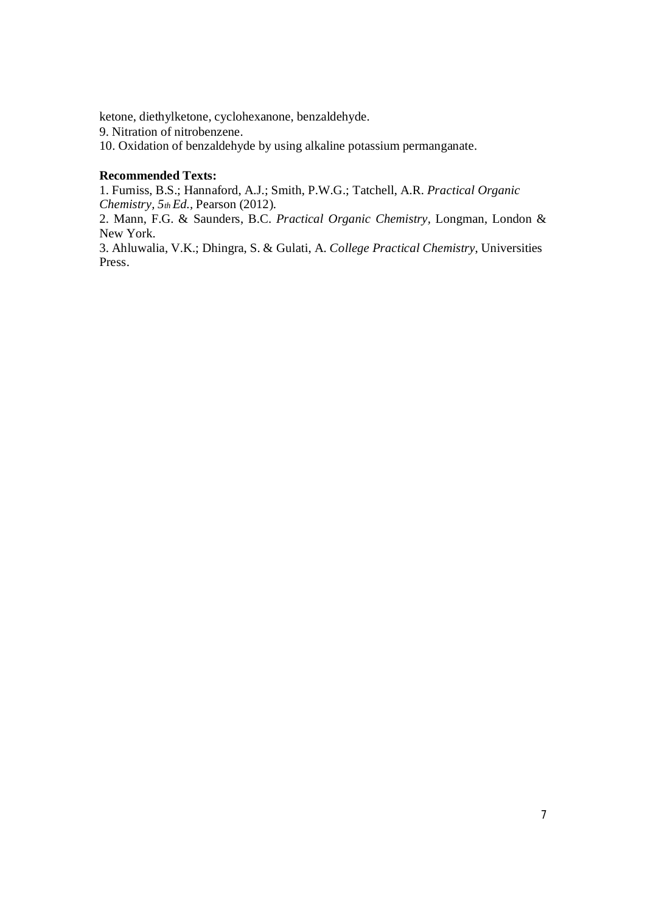ketone, diethylketone, cyclohexanone, benzaldehyde.

9. Nitration of nitrobenzene.

10. Oxidation of benzaldehyde by using alkaline potassium permanganate.

**Recommended Texts:**

1. Furniss, B.S.; Hannaford, A.J.; Smith, P.W.G.; Tatchell, A.R. *Practical Organic Chemistry, 5th Ed.*, Pearson (2012).

2. Mann, F.G. & Saunders, B.C. *Practical Organic Chemistry*, Longman, London & New York.

3. Ahluwalia, V.K.; Dhingra, S. & Gulati, A. *College Practical Chemistry*, Universities Press.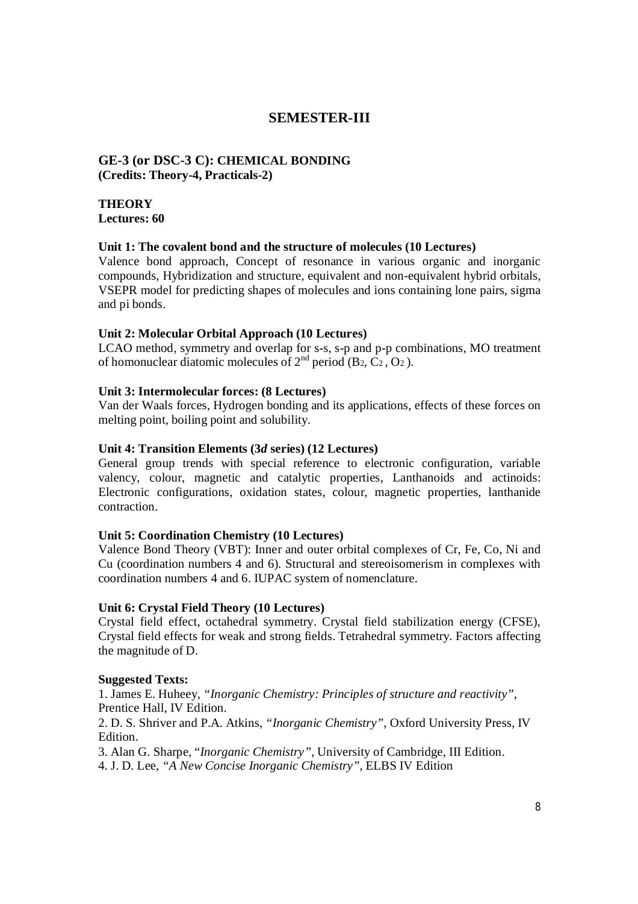## SEMESTER-III

### GE-3 (or DSC-3 C): CHEMICAL BONDING
**(Credits: Theory-4, Practicals-2)**

**THEORY**
**Lectures: 60**

**Unit 1: The covalent bond and the structure of molecules (10 Lectures)**
Valence bond approach, Concept of resonance in various organic and inorganic compounds, Hybridization and structure, equivalent and non-equivalent hybrid orbitals, VSEPR model for predicting shapes of molecules and ions containing lone pairs, sigma and pi bonds.

**Unit 2: Molecular Orbital Approach (10 Lectures)**
LCAO method, symmetry and overlap for s-s, s-p and p-p combinations, MO treatment of homonuclear diatomic molecules of $2^{nd}$ period ($B_2$, $C_2$, $O_2$).

**Unit 3: Intermolecular forces: (8 Lectures)**
Van der Waals forces, Hydrogen bonding and its applications, effects of these forces on melting point, boiling point and solubility.

**Unit 4: Transition Elements (3*d* series) (12 Lectures)**
General group trends with special reference to electronic configuration, variable valency, colour, magnetic and catalytic properties, Lanthanoids and actinoids: Electronic configurations, oxidation states, colour, magnetic properties, lanthanide contraction.

**Unit 5: Coordination Chemistry (10 Lectures)**
Valence Bond Theory (VBT): Inner and outer orbital complexes of Cr, Fe, Co, Ni and Cu (coordination numbers 4 and 6). Structural and stereoisomerism in complexes with coordination numbers 4 and 6. IUPAC system of nomenclature.

**Unit 6: Crystal Field Theory (10 Lectures)**
Crystal field effect, octahedral symmetry. Crystal field stabilization energy (CFSE), Crystal field effects for weak and strong fields. Tetrahedral symmetry. Factors affecting the magnitude of D.

**Suggested Texts:**

1. James E. Huheey, *"Inorganic Chemistry: Principles of structure and reactivity"*, Prentice Hall, IV Edition.
2. D. S. Shriver and P.A. Atkins, *"Inorganic Chemistry"*, Oxford University Press, IV Edition.
3. Alan G. Sharpe, "*Inorganic Chemistry"*, University of Cambridge, III Edition.
4. J. D. Lee, *"A New Concise Inorganic Chemistry"*, ELBS IV Edition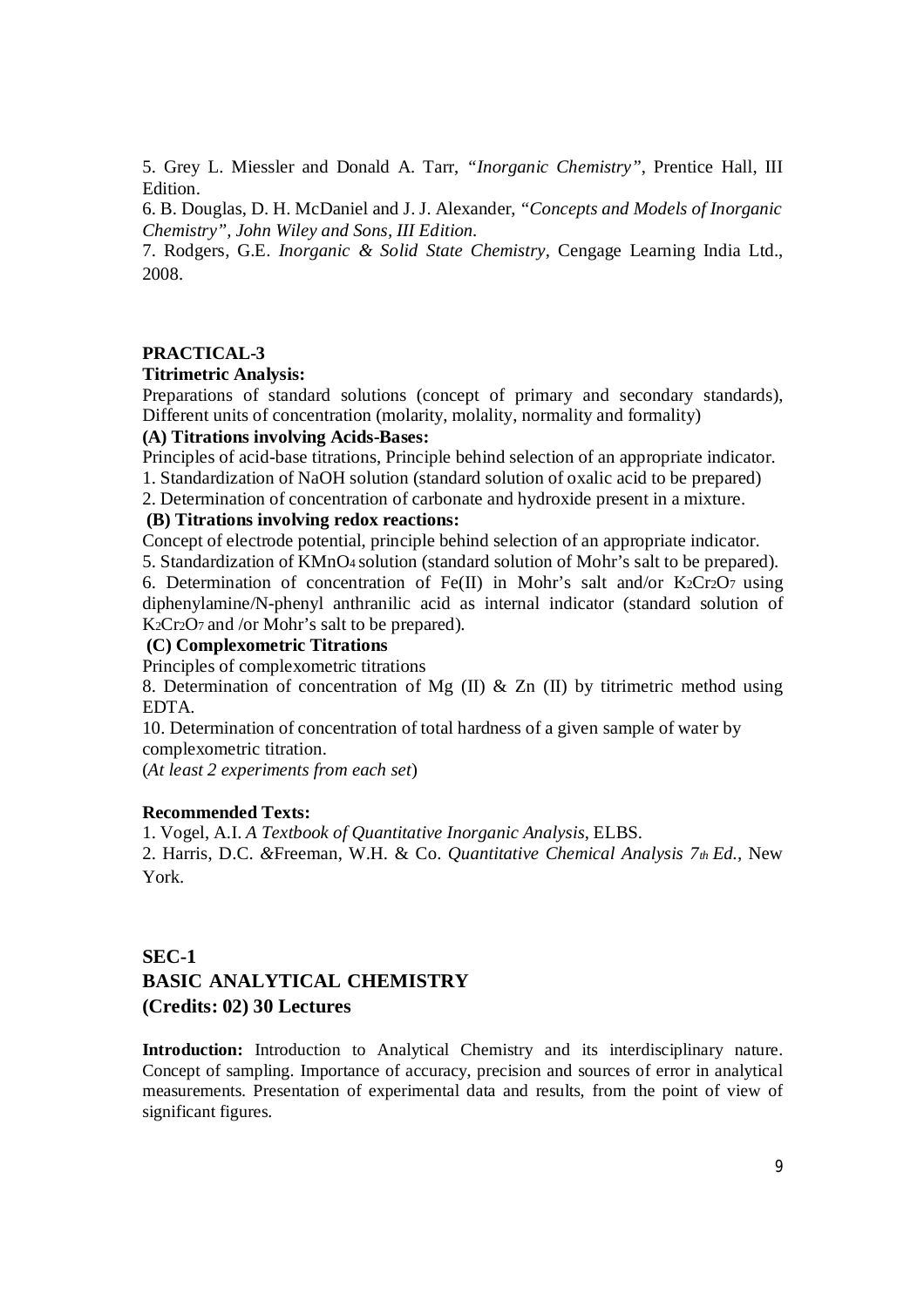5. Grey L. Miessler and Donald A. Tarr, "*Inorganic Chemistry*", Prentice Hall, III Edition.

6. B. Douglas, D. H. McDaniel and J. J. Alexander, "*Concepts and Models of Inorganic Chemistry", John Wiley and Sons, III Edition.*

7. Rodgers, G.E. *Inorganic & Solid State Chemistry*, Cengage Learning India Ltd., 2008.

### PRACTICAL-3

**Titrimetric Analysis:**

Preparations of standard solutions (concept of primary and secondary standards), Different units of concentration (molarity, molality, normality and formality)

**(A) Titrations involving Acids-Bases:**

Principles of acid-base titrations, Principle behind selection of an appropriate indicator.

1. Standardization of NaOH solution (standard solution of oxalic acid to be prepared)
2. Determination of concentration of carbonate and hydroxide present in a mixture.

**(B) Titrations involving redox reactions:**

Concept of electrode potential, principle behind selection of an appropriate indicator.

5. Standardization of $KMnO_4$ solution (standard solution of Mohr's salt to be prepared).
6. Determination of concentration of Fe(II) in Mohr's salt and/or $K_2Cr_2O_7$ using diphenylamine/N-phenyl anthranilic acid as internal indicator (standard solution of $K_2Cr_2O_7$ and /or Mohr's salt to be prepared).

**(C) Complexometric Titrations**

Principles of complexometric titrations

8. Determination of concentration of Mg (II) & Zn (II) by titrimetric method using EDTA.
10. Determination of concentration of total hardness of a given sample of water by complexometric titration.

(*At least 2 experiments from each set*)

**Recommended Texts:**

1. Vogel, A.I. *A Textbook of Quantitative Inorganic Analysis*, ELBS.
2. Harris, D.C. &Freeman, W.H. & Co. *Quantitative Chemical Analysis 7th Ed.*, New York.

## SEC-1
## BASIC ANALYTICAL CHEMISTRY
### (Credits: 02) 30 Lectures

**Introduction:** Introduction to Analytical Chemistry and its interdisciplinary nature. Concept of sampling. Importance of accuracy, precision and sources of error in analytical measurements. Presentation of experimental data and results, from the point of view of significant figures.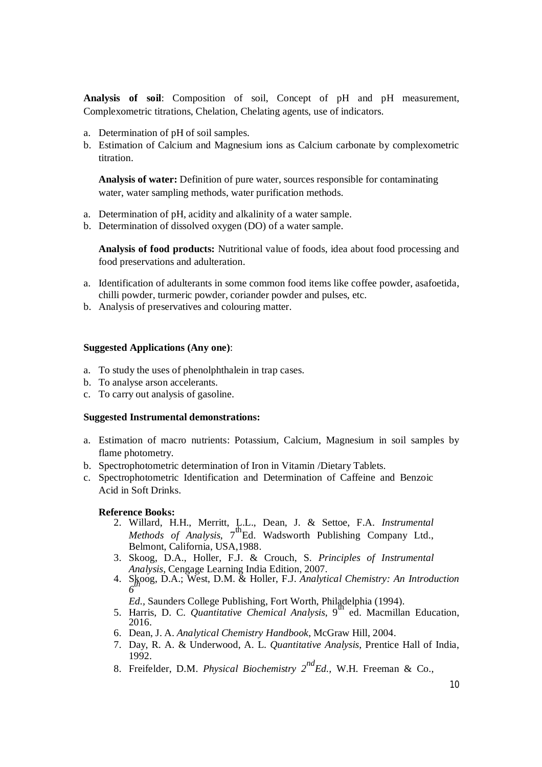**Analysis of soil**: Composition of soil, Concept of pH and pH measurement, Complexometric titrations, Chelation, Chelating agents, use of indicators.

a. Determination of pH of soil samples.
b. Estimation of Calcium and Magnesium ions as Calcium carbonate by complexometric titration.

**Analysis of water:** Definition of pure water, sources responsible for contaminating water, water sampling methods, water purification methods.

a. Determination of pH, acidity and alkalinity of a water sample.
b. Determination of dissolved oxygen (DO) of a water sample.

**Analysis of food products:** Nutritional value of foods, idea about food processing and food preservations and adulteration.

a. Identification of adulterants in some common food items like coffee powder, asafoetida, chilli powder, turmeric powder, coriander powder and pulses, etc.
b. Analysis of preservatives and colouring matter.

**Suggested Applications (Any one)**:

a. To study the uses of phenolphthalein in trap cases.
b. To analyse arson accelerants.
c. To carry out analysis of gasoline.

**Suggested Instrumental demonstrations:**

a. Estimation of macro nutrients: Potassium, Calcium, Magnesium in soil samples by flame photometry.
b. Spectrophotometric determination of Iron in Vitamin /Dietary Tablets.
c. Spectrophotometric Identification and Determination of Caffeine and Benzoic Acid in Soft Drinks.

**Reference Books:**

2. Willard, H.H., Merritt, L.L., Dean, J. & Settoe, F.A. *Instrumental Methods of Analysis*, 7th Ed. Wadsworth Publishing Company Ltd., Belmont, California, USA,1988.
3. Skoog, D.A., Holler, F.J. & Crouch, S. *Principles of Instrumental Analysis*, Cengage Learning India Edition, 2007.
4. Skoog, D.A.; West, D.M. & Holler, F.J. *Analytical Chemistry: An Introduction 6th Ed.*, Saunders College Publishing, Fort Worth, Philadelphia (1994).
5. Harris, D. C. *Quantitative Chemical Analysis*, 9th ed. Macmillan Education, 2016.
6. Dean, J. A. *Analytical Chemistry Handbook*, McGraw Hill, 2004.
7. Day, R. A. & Underwood, A. L. *Quantitative Analysis*, Prentice Hall of India, 1992.
8. Freifelder, D.M. *Physical Biochemistry 2nd Ed.*, W.H. Freeman & Co.,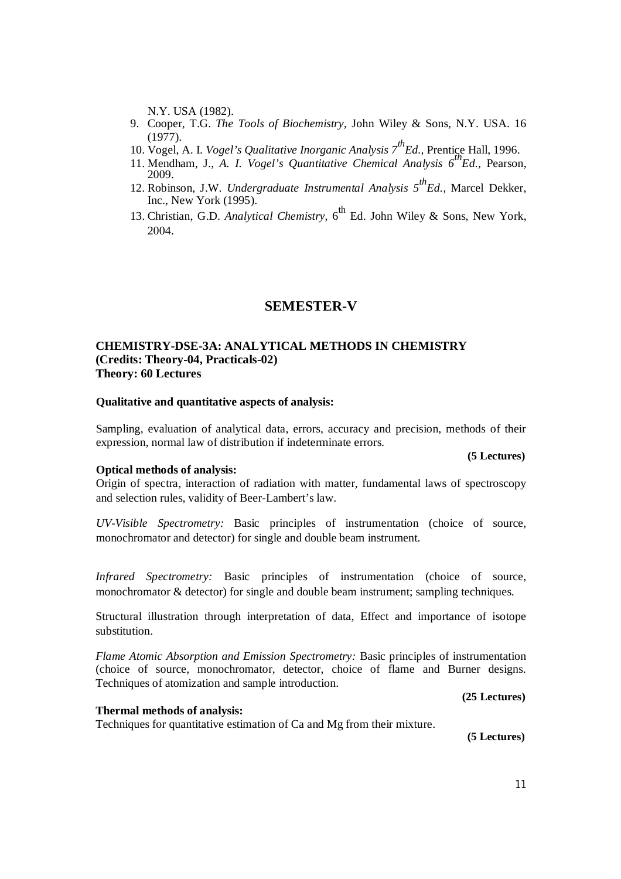N.Y. USA (1982).

9. Cooper, T.G. *The Tools of Biochemistry*, John Wiley & Sons, N.Y. USA. 16 (1977).
10. Vogel, A. I. *Vogel's Qualitative Inorganic Analysis 7$^{th}$Ed.*, Prentice Hall, 1996.
11. Mendham, J., *A. I. Vogel's Quantitative Chemical Analysis 6$^{th}$Ed.*, Pearson, 2009.
12. Robinson, J.W. *Undergraduate Instrumental Analysis 5$^{th}$Ed.*, Marcel Dekker, Inc., New York (1995).
13. Christian, G.D. *Analytical Chemistry*, 6$^{th}$ Ed. John Wiley & Sons, New York, 2004.

# SEMESTER-V

## CHEMISTRY-DSE-3A: ANALYTICAL METHODS IN CHEMISTRY
**(Credits: Theory-04, Practicals-02)**
**Theory: 60 Lectures**

**Qualitative and quantitative aspects of analysis:**

Sampling, evaluation of analytical data, errors, accuracy and precision, methods of their expression, normal law of distribution if indeterminate errors.

**(5 Lectures)**

**Optical methods of analysis:**

Origin of spectra, interaction of radiation with matter, fundamental laws of spectroscopy and selection rules, validity of Beer-Lambert's law.

*UV-Visible Spectrometry:* Basic principles of instrumentation (choice of source, monochromator and detector) for single and double beam instrument.

*Infrared Spectrometry:* Basic principles of instrumentation (choice of source, monochromator & detector) for single and double beam instrument; sampling techniques.

Structural illustration through interpretation of data, Effect and importance of isotope substitution.

*Flame Atomic Absorption and Emission Spectrometry:* Basic principles of instrumentation (choice of source, monochromator, detector, choice of flame and Burner designs. Techniques of atomization and sample introduction.

**(25 Lectures)**

**Thermal methods of analysis:**

Techniques for quantitative estimation of Ca and Mg from their mixture.

**(5 Lectures)**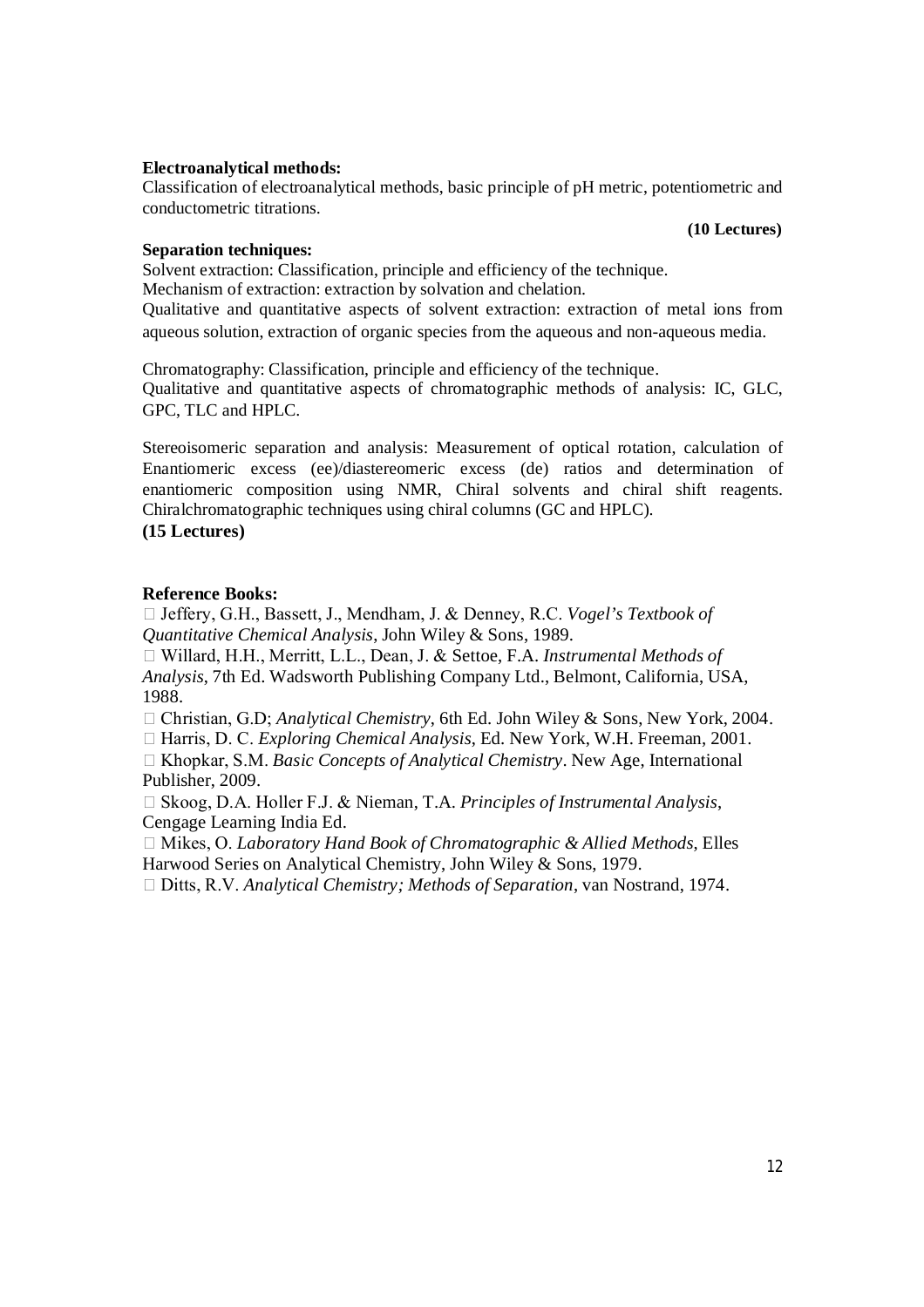**Electroanalytical methods:**

Classification of electroanalytical methods, basic principle of pH metric, potentiometric and conductometric titrations.

**(10 Lectures)**

**Separation techniques:**

Solvent extraction: Classification, principle and efficiency of the technique.

Mechanism of extraction: extraction by solvation and chelation.

Qualitative and quantitative aspects of solvent extraction: extraction of metal ions from aqueous solution, extraction of organic species from the aqueous and non-aqueous media.

Chromatography: Classification, principle and efficiency of the technique.

Qualitative and quantitative aspects of chromatographic methods of analysis: IC, GLC, GPC, TLC and HPLC.

Stereoisomeric separation and analysis: Measurement of optical rotation, calculation of Enantiomeric excess (ee)/diastereomeric excess (de) ratios and determination of enantiomeric composition using NMR, Chiral solvents and chiral shift reagents. Chiralchromatographic techniques using chiral columns (GC and HPLC).

**(15 Lectures)**

**Reference Books:**

- Jeffery, G.H., Bassett, J., Mendham, J. & Denney, R.C. *Vogel's Textbook of Quantitative Chemical Analysis*, John Wiley & Sons, 1989.
- Willard, H.H., Merritt, L.L., Dean, J. & Settoe, F.A. *Instrumental Methods of Analysis*, 7th Ed. Wadsworth Publishing Company Ltd., Belmont, California, USA, 1988.
- Christian, G.D; *Analytical Chemistry*, 6th Ed. John Wiley & Sons, New York, 2004.
- Harris, D. C. *Exploring Chemical Analysis*, Ed. New York, W.H. Freeman, 2001.
- Khopkar, S.M. *Basic Concepts of Analytical Chemistry*. New Age, International Publisher, 2009.
- Skoog, D.A. Holler F.J. & Nieman, T.A. *Principles of Instrumental Analysis*, Cengage Learning India Ed.
- Mikes, O. *Laboratory Hand Book of Chromatographic & Allied Methods*, Elles Harwood Series on Analytical Chemistry, John Wiley & Sons, 1979.
- Ditts, R.V. *Analytical Chemistry; Methods of Separation*, van Nostrand, 1974.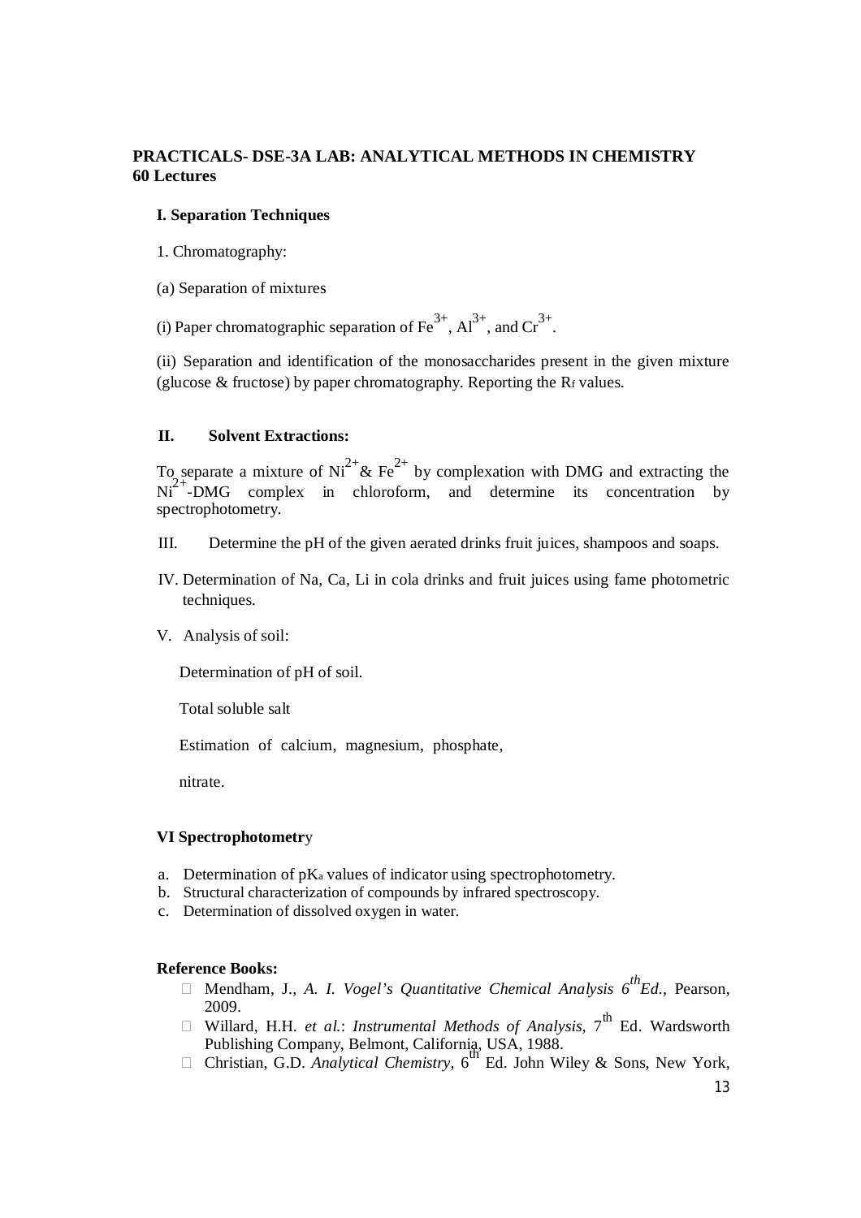**PRACTICALS- DSE-3A LAB: ANALYTICAL METHODS IN CHEMISTRY**
**60 Lectures**

**I. Separation Techniques**

1. Chromatography:

(a) Separation of mixtures

(i) Paper chromatographic separation of $Fe^{3+}$, $Al^{3+}$, and $Cr^{3+}$.

(ii) Separation and identification of the monosaccharides present in the given mixture (glucose & fructose) by paper chromatography. Reporting the $R_f$ values.

**II. Solvent Extractions:**

To separate a mixture of $Ni^{2+}$ & $Fe^{2+}$ by complexation with DMG and extracting the $Ni^{2+}$-DMG complex in chloroform, and determine its concentration by spectrophotometry.

III. Determine the pH of the given aerated drinks fruit juices, shampoos and soaps.

IV. Determination of Na, Ca, Li in cola drinks and fruit juices using fame photometric techniques.

V. Analysis of soil:

Determination of pH of soil.

Total soluble salt

Estimation of calcium, magnesium, phosphate,

nitrate.

**VI Spectrophotometry**

a. Determination of $pK_a$ values of indicator using spectrophotometry.
b. Structural characterization of compounds by infrared spectroscopy.
c. Determination of dissolved oxygen in water.

**Reference Books:**

- Mendham, J., *A. I. Vogel's Quantitative Chemical Analysis 6th Ed.*, Pearson, 2009.
- Willard, H.H. *et al.*: *Instrumental Methods of Analysis*, 7th Ed. Wardsworth Publishing Company, Belmont, California, USA, 1988.
- Christian, G.D. *Analytical Chemistry*, 6th Ed. John Wiley & Sons, New York,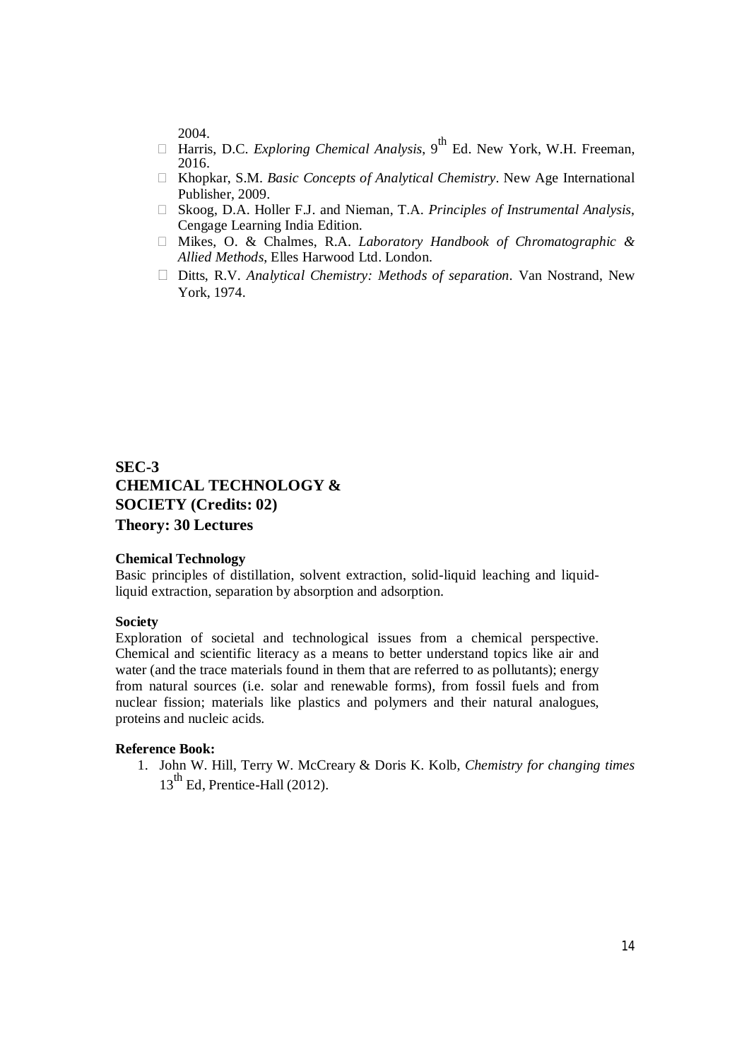2004.

- Harris, D.C. *Exploring Chemical Analysis*, $9^{th}$ Ed. New York, W.H. Freeman, 2016.
- Khopkar, S.M. *Basic Concepts of Analytical Chemistry*. New Age International Publisher, 2009.
- Skoog, D.A. Holler F.J. and Nieman, T.A. *Principles of Instrumental Analysis,* Cengage Learning India Edition.
- Mikes, O. & Chalmes, R.A. *Laboratory Handbook of Chromatographic & Allied Methods*, Elles Harwood Ltd. London.
- Ditts, R.V. *Analytical Chemistry: Methods of separation*. Van Nostrand, New York, 1974.

## SEC-3
## CHEMICAL TECHNOLOGY & SOCIETY (Credits: 02)
### Theory: 30 Lectures

**Chemical Technology**

Basic principles of distillation, solvent extraction, solid-liquid leaching and liquid-liquid extraction, separation by absorption and adsorption.

**Society**

Exploration of societal and technological issues from a chemical perspective. Chemical and scientific literacy as a means to better understand topics like air and water (and the trace materials found in them that are referred to as pollutants); energy from natural sources (i.e. solar and renewable forms), from fossil fuels and from nuclear fission; materials like plastics and polymers and their natural analogues, proteins and nucleic acids.

**Reference Book:**

1. John W. Hill, Terry W. McCreary & Doris K. Kolb, *Chemistry for changing times* $13^{th}$ Ed, Prentice-Hall (2012).